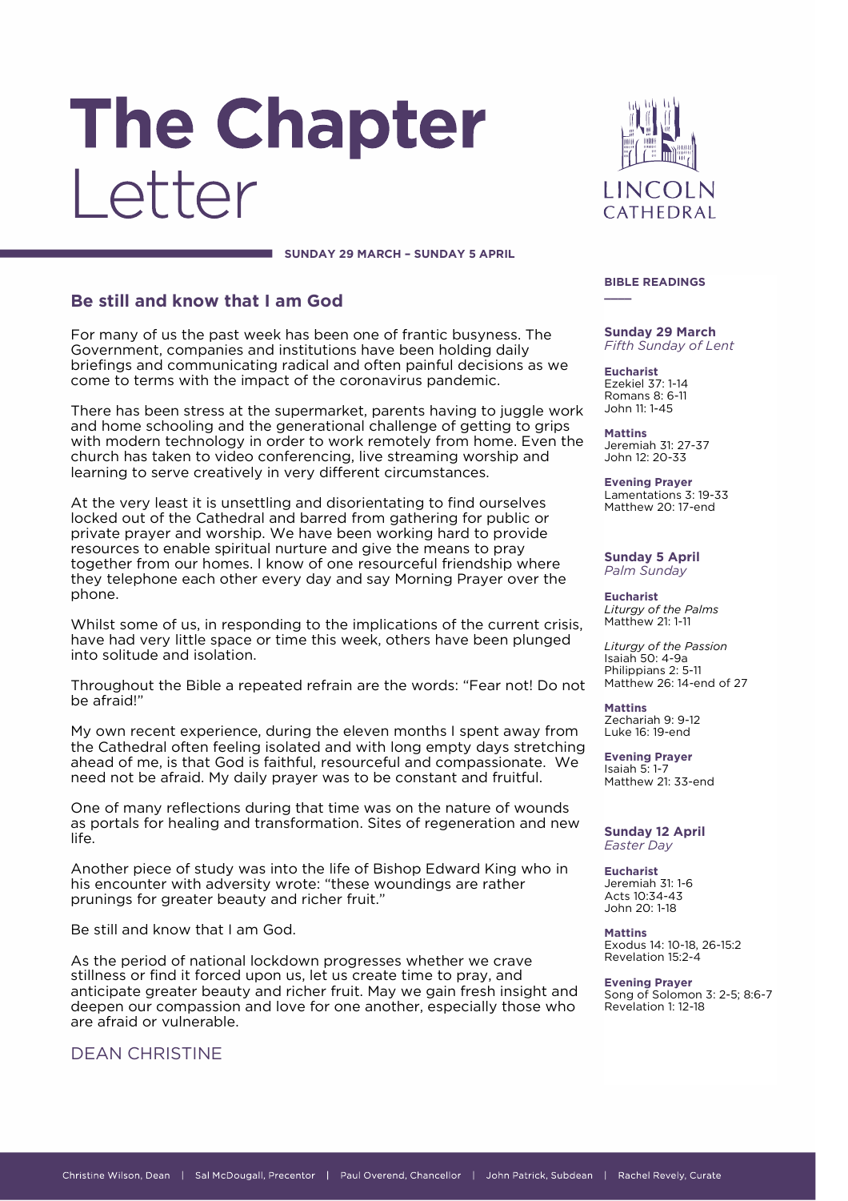# The Chapter Letter

LINCOLN CATHEDRAL

**SUNDAY 29 MARCH – SUNDAY 5 APRIL**

## Be still and know that I am God

For many of us the past week has been one of frantic busyness. The Government, companies and institutions have been holding daily briefings and communicating radical and often painful decisions as we come to terms with the impact of the coronavirus pandemic.

There has been stress at the supermarket, parents having to juggle work and home schooling and the generational challenge of getting to grips with modern technology in order to work remotely from home. Even the church has taken to video conferencing, live streaming worship and learning to serve creatively in very different circumstances.

At the very least it is unsettling and disorientating to find ourselves locked out of the Cathedral and barred from gathering for public or private prayer and worship. We have been working hard to provide resources to enable spiritual nurture and give the means to pray together from our homes. I know of one resourceful friendship where they telephone each other every day and say Morning Prayer over the phone.

Whilst some of us, in responding to the implications of the current crisis, have had very little space or time this week, others have been plunged into solitude and isolation.

Throughout the Bible a repeated refrain are the words: "Fear not! Do not be afraid!"

My own recent experience, during the eleven months I spent away from the Cathedral often feeling isolated and with long empty days stretching ahead of me, is that God is faithful, resourceful and compassionate. We need not be afraid. My daily prayer was to be constant and fruitful.

One of many reflections during that time was on the nature of wounds as portals for healing and transformation. Sites of regeneration and new life.

Another piece of study was into the life of Bishop Edward King who in his encounter with adversity wrote: "these woundings are rather prunings for greater beauty and richer fruit."

Be still and know that I am God.

As the period of national lockdown progresses whether we crave stillness or find it forced upon us, let us create time to pray, and anticipate greater beauty and richer fruit. May we gain fresh insight and deepen our compassion and love for one another, especially those who are afraid or vulnerable.

DEAN CHRISTINE

## BIBLE READINGS

### Sunday 29 March
*Fifth Sunday of Lent*

**Eucharist**
Ezekiel 37: 1-14
Romans 8: 6-11
John 11: 1-45

**Mattins**
Jeremiah 31: 27-37
John 12: 20-33

**Evening Prayer**
Lamentations 3: 19-33
Matthew 20: 17-end

### Sunday 5 April
*Palm Sunday*

**Eucharist**
*Liturgy of the Palms*
Matthew 21: 1-11

*Liturgy of the Passion*
Isaiah 50: 4-9a
Philippians 2: 5-11
Matthew 26: 14-end of 27

**Mattins**
Zechariah 9: 9-12
Luke 16: 19-end

**Evening Prayer**
Isaiah 5: 1-7
Matthew 21: 33-end

### Sunday 12 April
*Easter Day*

**Eucharist**
Jeremiah 31: 1-6
Acts 10:34-43
John 20: 1-18

**Mattins**
Exodus 14: 10-18, 26-15:2
Revelation 15:2-4

**Evening Prayer**
Song of Solomon 3: 2-5; 8:6-7
Revelation 1: 12-18

Christine Wilson, Dean | Sal McDougall, Precentor | Paul Overend, Chancellor | John Patrick, Subdean | Rachel Revely, Curate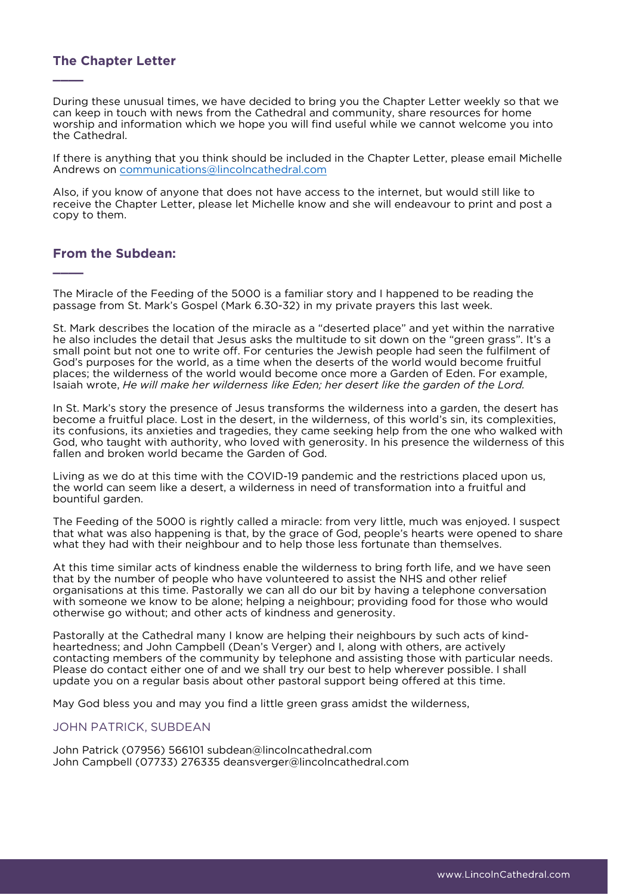## The Chapter Letter

During these unusual times, we have decided to bring you the Chapter Letter weekly so that we can keep in touch with news from the Cathedral and community, share resources for home worship and information which we hope you will find useful while we cannot welcome you into the Cathedral.

If there is anything that you think should be included in the Chapter Letter, please email Michelle Andrews on communications@lincolncathedral.com

Also, if you know of anyone that does not have access to the internet, but would still like to receive the Chapter Letter, please let Michelle know and she will endeavour to print and post a copy to them.

## From the Subdean:

The Miracle of the Feeding of the 5000 is a familiar story and I happened to be reading the passage from St. Mark's Gospel (Mark 6.30-32) in my private prayers this last week.

St. Mark describes the location of the miracle as a "deserted place" and yet within the narrative he also includes the detail that Jesus asks the multitude to sit down on the "green grass". It's a small point but not one to write off. For centuries the Jewish people had seen the fulfilment of God's purposes for the world, as a time when the deserts of the world would become fruitful places; the wilderness of the world would become once more a Garden of Eden. For example, Isaiah wrote, *He will make her wilderness like Eden; her desert like the garden of the Lord.*

In St. Mark's story the presence of Jesus transforms the wilderness into a garden, the desert has become a fruitful place. Lost in the desert, in the wilderness, of this world's sin, its complexities, its confusions, its anxieties and tragedies, they came seeking help from the one who walked with God, who taught with authority, who loved with generosity. In his presence the wilderness of this fallen and broken world became the Garden of God.

Living as we do at this time with the COVID-19 pandemic and the restrictions placed upon us, the world can seem like a desert, a wilderness in need of transformation into a fruitful and bountiful garden.

The Feeding of the 5000 is rightly called a miracle: from very little, much was enjoyed. I suspect that what was also happening is that, by the grace of God, people's hearts were opened to share what they had with their neighbour and to help those less fortunate than themselves.

At this time similar acts of kindness enable the wilderness to bring forth life, and we have seen that by the number of people who have volunteered to assist the NHS and other relief organisations at this time. Pastorally we can all do our bit by having a telephone conversation with someone we know to be alone; helping a neighbour; providing food for those who would otherwise go without; and other acts of kindness and generosity.

Pastorally at the Cathedral many I know are helping their neighbours by such acts of kind-heartedness; and John Campbell (Dean's Verger) and I, along with others, are actively contacting members of the community by telephone and assisting those with particular needs. Please do contact either one of and we shall try our best to help wherever possible. I shall update you on a regular basis about other pastoral support being offered at this time.

May God bless you and may you find a little green grass amidst the wilderness,

JOHN PATRICK, SUBDEAN

John Patrick (07956) 566101 subdean@lincolncathedral.com
John Campbell (07733) 276335 deansverger@lincolncathedral.com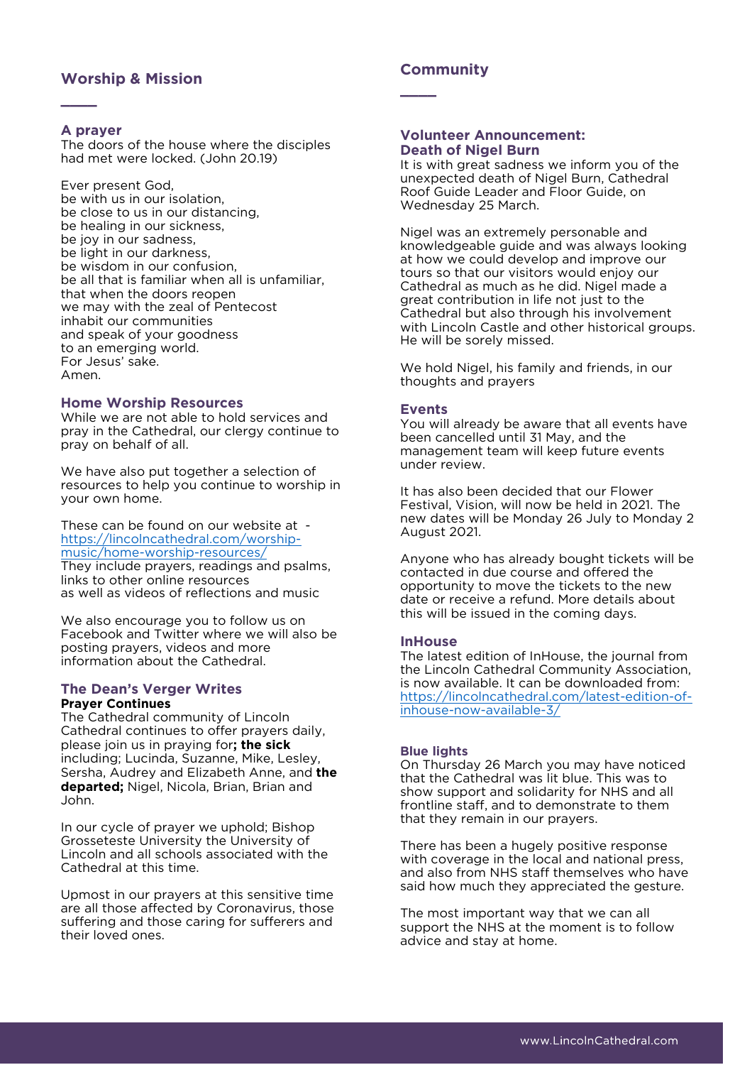## Worship & Mission

### A prayer

The doors of the house where the disciples had met were locked. (John 20.19)

Ever present God,
be with us in our isolation,
be close to us in our distancing,
be healing in our sickness,
be joy in our sadness,
be light in our darkness,
be wisdom in our confusion,
be all that is familiar when all is unfamiliar,
that when the doors reopen
we may with the zeal of Pentecost
inhabit our communities
and speak of your goodness
to an emerging world.
For Jesus' sake.
Amen.

### Home Worship Resources

While we are not able to hold services and pray in the Cathedral, our clergy continue to pray on behalf of all.

We have also put together a selection of resources to help you continue to worship in your own home.

These can be found on our website at - https://lincolncathedral.com/worship-music/home-worship-resources/
They include prayers, readings and psalms, links to other online resources as well as videos of reflections and music

We also encourage you to follow us on Facebook and Twitter where we will also be posting prayers, videos and more information about the Cathedral.

### The Dean's Verger Writes

**Prayer Continues**

The Cathedral community of Lincoln Cathedral continues to offer prayers daily, please join us in praying for**; the sick** including; Lucinda, Suzanne, Mike, Lesley, Sersha, Audrey and Elizabeth Anne, and **the departed;** Nigel, Nicola, Brian, Brian and John.

In our cycle of prayer we uphold; Bishop Grosseteste University the University of Lincoln and all schools associated with the Cathedral at this time.

Upmost in our prayers at this sensitive time are all those affected by Coronavirus, those suffering and those caring for sufferers and their loved ones.

## Community

### Volunteer Announcement: Death of Nigel Burn

It is with great sadness we inform you of the unexpected death of Nigel Burn, Cathedral Roof Guide Leader and Floor Guide, on Wednesday 25 March.

Nigel was an extremely personable and knowledgeable guide and was always looking at how we could develop and improve our tours so that our visitors would enjoy our Cathedral as much as he did. Nigel made a great contribution in life not just to the Cathedral but also through his involvement with Lincoln Castle and other historical groups. He will be sorely missed.

We hold Nigel, his family and friends, in our thoughts and prayers

### Events

You will already be aware that all events have been cancelled until 31 May, and the management team will keep future events under review.

It has also been decided that our Flower Festival, Vision, will now be held in 2021. The new dates will be Monday 26 July to Monday 2 August 2021.

Anyone who has already bought tickets will be contacted in due course and offered the opportunity to move the tickets to the new date or receive a refund. More details about this will be issued in the coming days.

### InHouse

The latest edition of InHouse, the journal from the Lincoln Cathedral Community Association, is now available. It can be downloaded from: https://lincolncathedral.com/latest-edition-of-inhouse-now-available-3/

### Blue lights

On Thursday 26 March you may have noticed that the Cathedral was lit blue. This was to show support and solidarity for NHS and all frontline staff, and to demonstrate to them that they remain in our prayers.

There has been a hugely positive response with coverage in the local and national press, and also from NHS staff themselves who have said how much they appreciated the gesture.

The most important way that we can all support the NHS at the moment is to follow advice and stay at home.